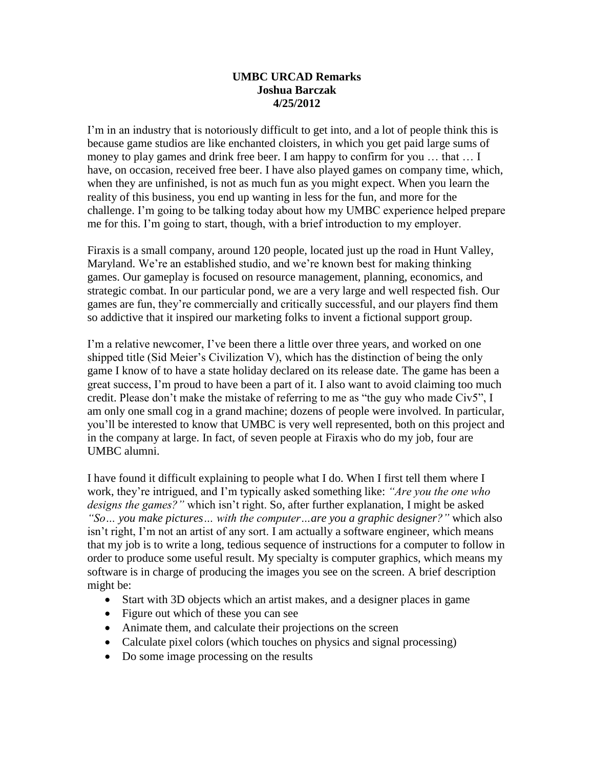**UMBC URCAD Remarks**
**Joshua Barczak**
**4/25/2012**

I'm in an industry that is notoriously difficult to get into, and a lot of people think this is because game studios are like enchanted cloisters, in which you get paid large sums of money to play games and drink free beer. I am happy to confirm for you … that … I have, on occasion, received free beer. I have also played games on company time, which, when they are unfinished, is not as much fun as you might expect. When you learn the reality of this business, you end up wanting in less for the fun, and more for the challenge. I'm going to be talking today about how my UMBC experience helped prepare me for this. I'm going to start, though, with a brief introduction to my employer.

Firaxis is a small company, around 120 people, located just up the road in Hunt Valley, Maryland. We're an established studio, and we're known best for making thinking games. Our gameplay is focused on resource management, planning, economics, and strategic combat. In our particular pond, we are a very large and well respected fish. Our games are fun, they're commercially and critically successful, and our players find them so addictive that it inspired our marketing folks to invent a fictional support group.

I'm a relative newcomer, I've been there a little over three years, and worked on one shipped title (Sid Meier's Civilization V), which has the distinction of being the only game I know of to have a state holiday declared on its release date. The game has been a great success, I'm proud to have been a part of it. I also want to avoid claiming too much credit. Please don't make the mistake of referring to me as "the guy who made Civ5", I am only one small cog in a grand machine; dozens of people were involved. In particular, you'll be interested to know that UMBC is very well represented, both on this project and in the company at large. In fact, of seven people at Firaxis who do my job, four are UMBC alumni.

I have found it difficult explaining to people what I do. When I first tell them where I work, they're intrigued, and I'm typically asked something like: *"Are you the one who designs the games?"* which isn't right. So, after further explanation, I might be asked *"So… you make pictures… with the computer…are you a graphic designer?"* which also isn't right, I'm not an artist of any sort. I am actually a software engineer, which means that my job is to write a long, tedious sequence of instructions for a computer to follow in order to produce some useful result. My specialty is computer graphics, which means my software is in charge of producing the images you see on the screen. A brief description might be:

- Start with 3D objects which an artist makes, and a designer places in game
- Figure out which of these you can see
- Animate them, and calculate their projections on the screen
- Calculate pixel colors (which touches on physics and signal processing)
- Do some image processing on the results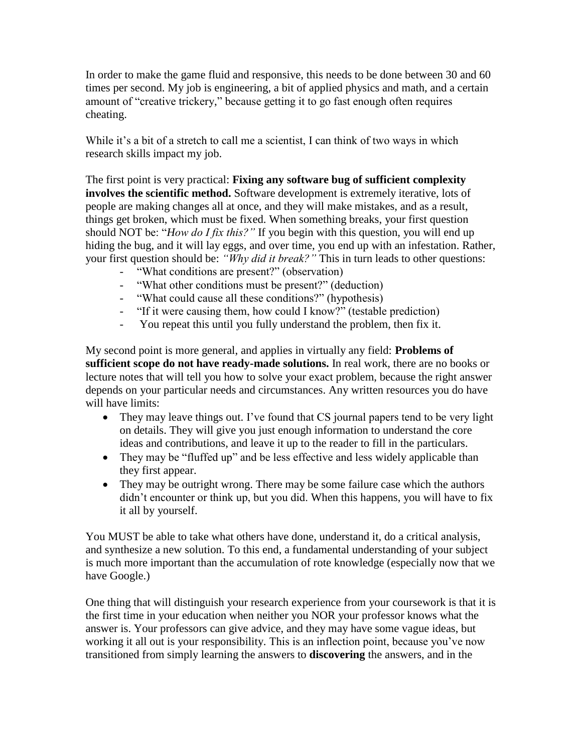In order to make the game fluid and responsive, this needs to be done between 30 and 60 times per second. My job is engineering, a bit of applied physics and math, and a certain amount of "creative trickery," because getting it to go fast enough often requires cheating.

While it's a bit of a stretch to call me a scientist, I can think of two ways in which research skills impact my job.

The first point is very practical: **Fixing any software bug of sufficient complexity involves the scientific method.** Software development is extremely iterative, lots of people are making changes all at once, and they will make mistakes, and as a result, things get broken, which must be fixed. When something breaks, your first question should NOT be: "*How do I fix this?*" If you begin with this question, you will end up hiding the bug, and it will lay eggs, and over time, you end up with an infestation. Rather, your first question should be: *"Why did it break?"* This in turn leads to other questions:

- "What conditions are present?" (observation)
- "What other conditions must be present?" (deduction)
- "What could cause all these conditions?" (hypothesis)
- "If it were causing them, how could I know?" (testable prediction)
- You repeat this until you fully understand the problem, then fix it.

My second point is more general, and applies in virtually any field: **Problems of sufficient scope do not have ready-made solutions.** In real work, there are no books or lecture notes that will tell you how to solve your exact problem, because the right answer depends on your particular needs and circumstances. Any written resources you do have will have limits:

- They may leave things out. I've found that CS journal papers tend to be very light on details. They will give you just enough information to understand the core ideas and contributions, and leave it up to the reader to fill in the particulars.
- They may be "fluffed up" and be less effective and less widely applicable than they first appear.
- They may be outright wrong. There may be some failure case which the authors didn't encounter or think up, but you did. When this happens, you will have to fix it all by yourself.

You MUST be able to take what others have done, understand it, do a critical analysis, and synthesize a new solution. To this end, a fundamental understanding of your subject is much more important than the accumulation of rote knowledge (especially now that we have Google.)

One thing that will distinguish your research experience from your coursework is that it is the first time in your education when neither you NOR your professor knows what the answer is. Your professors can give advice, and they may have some vague ideas, but working it all out is your responsibility. This is an inflection point, because you've now transitioned from simply learning the answers to **discovering** the answers, and in the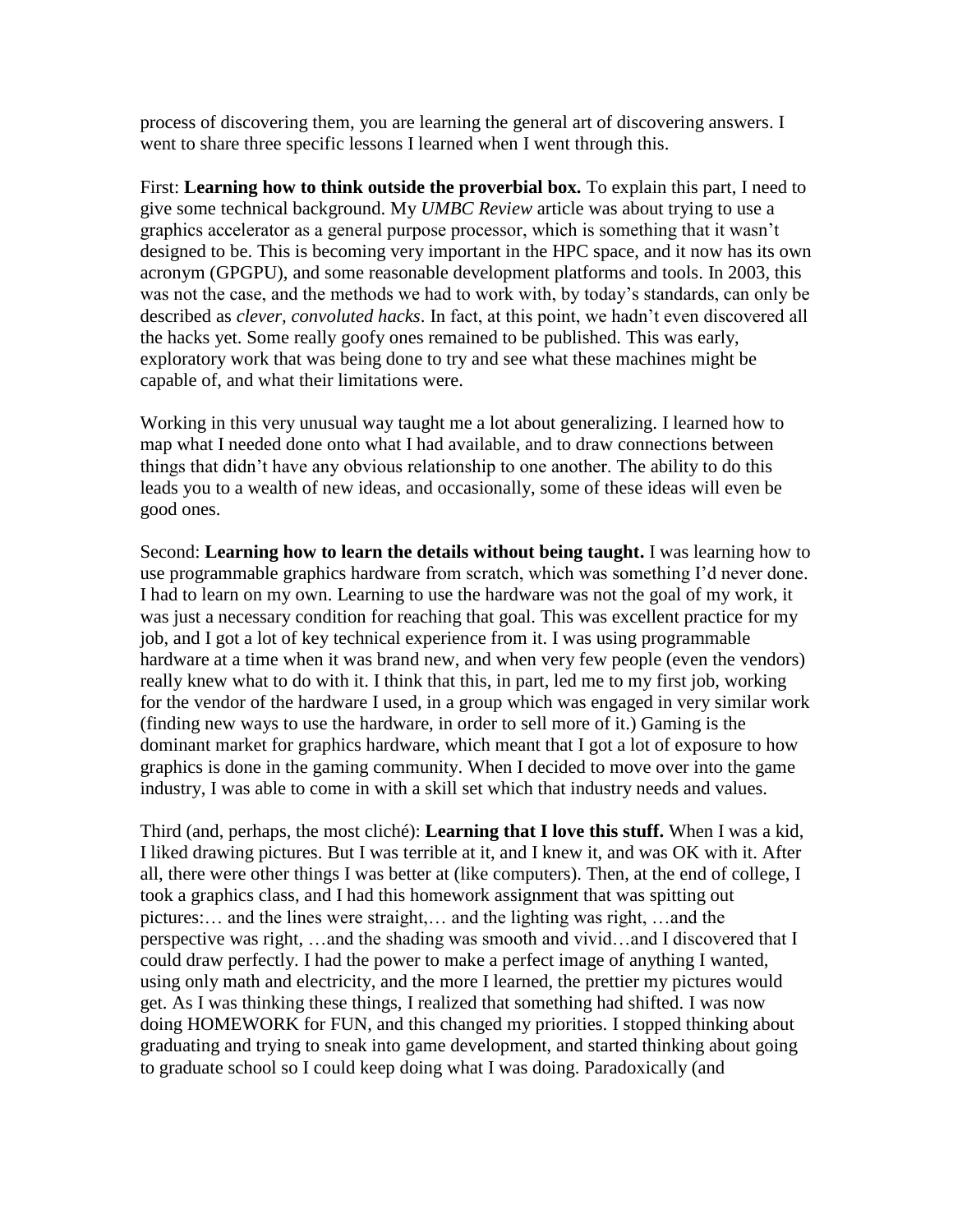process of discovering them, you are learning the general art of discovering answers. I went to share three specific lessons I learned when I went through this.

First: **Learning how to think outside the proverbial box.** To explain this part, I need to give some technical background. My *UMBC Review* article was about trying to use a graphics accelerator as a general purpose processor, which is something that it wasn't designed to be. This is becoming very important in the HPC space, and it now has its own acronym (GPGPU), and some reasonable development platforms and tools. In 2003, this was not the case, and the methods we had to work with, by today's standards, can only be described as *clever, convoluted hacks*. In fact, at this point, we hadn't even discovered all the hacks yet. Some really goofy ones remained to be published. This was early, exploratory work that was being done to try and see what these machines might be capable of, and what their limitations were.

Working in this very unusual way taught me a lot about generalizing. I learned how to map what I needed done onto what I had available, and to draw connections between things that didn't have any obvious relationship to one another. The ability to do this leads you to a wealth of new ideas, and occasionally, some of these ideas will even be good ones.

Second: **Learning how to learn the details without being taught.** I was learning how to use programmable graphics hardware from scratch, which was something I'd never done. I had to learn on my own. Learning to use the hardware was not the goal of my work, it was just a necessary condition for reaching that goal. This was excellent practice for my job, and I got a lot of key technical experience from it. I was using programmable hardware at a time when it was brand new, and when very few people (even the vendors) really knew what to do with it. I think that this, in part, led me to my first job, working for the vendor of the hardware I used, in a group which was engaged in very similar work (finding new ways to use the hardware, in order to sell more of it.) Gaming is the dominant market for graphics hardware, which meant that I got a lot of exposure to how graphics is done in the gaming community. When I decided to move over into the game industry, I was able to come in with a skill set which that industry needs and values.

Third (and, perhaps, the most cliché): **Learning that I love this stuff.** When I was a kid, I liked drawing pictures. But I was terrible at it, and I knew it, and was OK with it. After all, there were other things I was better at (like computers). Then, at the end of college, I took a graphics class, and I had this homework assignment that was spitting out pictures:… and the lines were straight,… and the lighting was right, …and the perspective was right, …and the shading was smooth and vivid…and I discovered that I could draw perfectly. I had the power to make a perfect image of anything I wanted, using only math and electricity, and the more I learned, the prettier my pictures would get. As I was thinking these things, I realized that something had shifted. I was now doing HOMEWORK for FUN, and this changed my priorities. I stopped thinking about graduating and trying to sneak into game development, and started thinking about going to graduate school so I could keep doing what I was doing. Paradoxically (and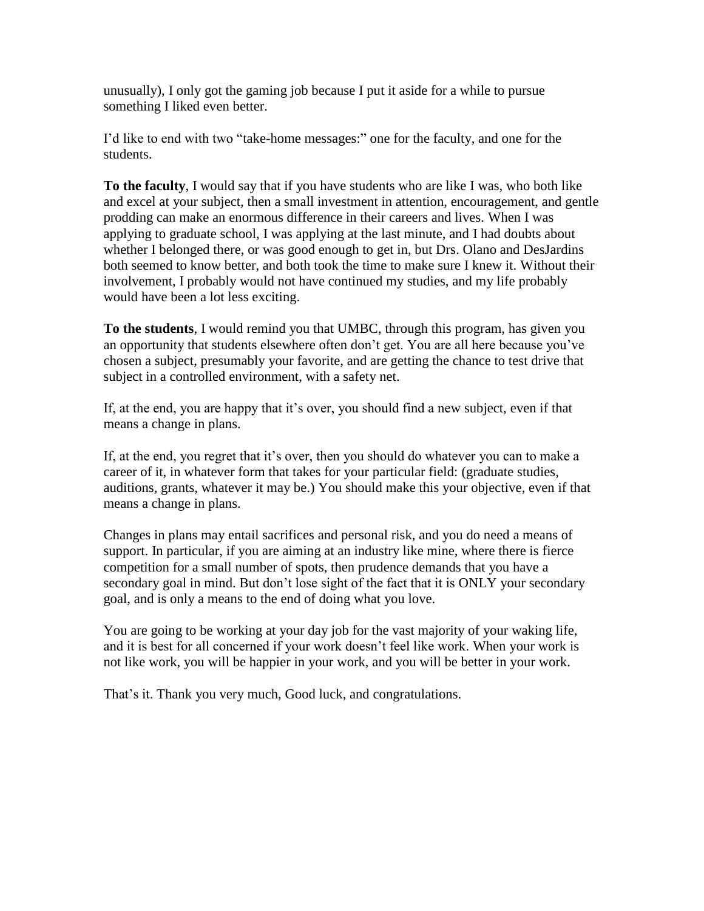unusually), I only got the gaming job because I put it aside for a while to pursue something I liked even better.

I'd like to end with two "take-home messages:" one for the faculty, and one for the students.

**To the faculty**, I would say that if you have students who are like I was, who both like and excel at your subject, then a small investment in attention, encouragement, and gentle prodding can make an enormous difference in their careers and lives. When I was applying to graduate school, I was applying at the last minute, and I had doubts about whether I belonged there, or was good enough to get in, but Drs. Olano and DesJardins both seemed to know better, and both took the time to make sure I knew it. Without their involvement, I probably would not have continued my studies, and my life probably would have been a lot less exciting.

**To the students**, I would remind you that UMBC, through this program, has given you an opportunity that students elsewhere often don't get. You are all here because you've chosen a subject, presumably your favorite, and are getting the chance to test drive that subject in a controlled environment, with a safety net.

If, at the end, you are happy that it's over, you should find a new subject, even if that means a change in plans.

If, at the end, you regret that it's over, then you should do whatever you can to make a career of it, in whatever form that takes for your particular field: (graduate studies, auditions, grants, whatever it may be.) You should make this your objective, even if that means a change in plans.

Changes in plans may entail sacrifices and personal risk, and you do need a means of support. In particular, if you are aiming at an industry like mine, where there is fierce competition for a small number of spots, then prudence demands that you have a secondary goal in mind. But don't lose sight of the fact that it is ONLY your secondary goal, and is only a means to the end of doing what you love.

You are going to be working at your day job for the vast majority of your waking life, and it is best for all concerned if your work doesn't feel like work. When your work is not like work, you will be happier in your work, and you will be better in your work.

That's it. Thank you very much, Good luck, and congratulations.